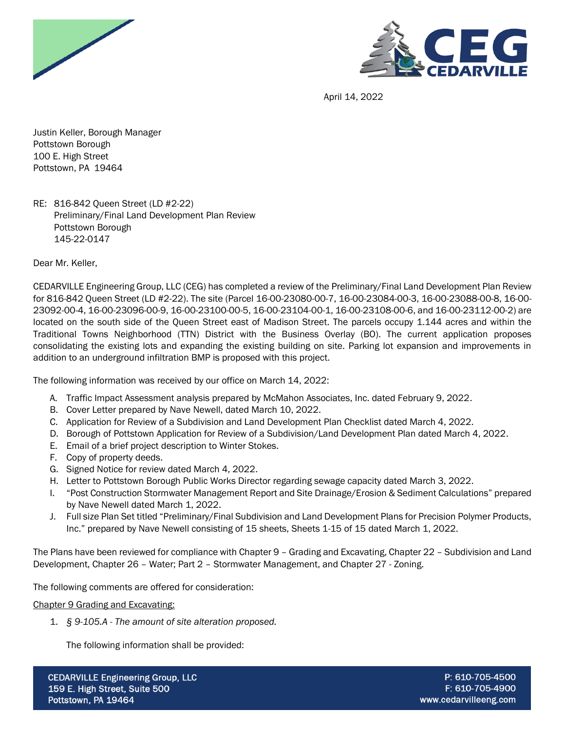April 14, 2022

Justin Keller, Borough Manager
Pottstown Borough
100 E. High Street
Pottstown, PA 19464

RE: 816-842 Queen Street (LD #2-22)
Preliminary/Final Land Development Plan Review
Pottstown Borough
145-22-0147

Dear Mr. Keller,

CEDARVILLE Engineering Group, LLC (CEG) has completed a review of the Preliminary/Final Land Development Plan Review for 816-842 Queen Street (LD #2-22). The site (Parcel 16-00-23080-00-7, 16-00-23084-00-3, 16-00-23088-00-8, 16-00-23092-00-4, 16-00-23096-00-9, 16-00-23100-00-5, 16-00-23104-00-1, 16-00-23108-00-6, and 16-00-23112-00-2) are located on the south side of the Queen Street east of Madison Street. The parcels occupy 1.144 acres and within the Traditional Towns Neighborhood (TTN) District with the Business Overlay (BO). The current application proposes consolidating the existing lots and expanding the existing building on site. Parking lot expansion and improvements in addition to an underground infiltration BMP is proposed with this project.

The following information was received by our office on March 14, 2022:

A. Traffic Impact Assessment analysis prepared by McMahon Associates, Inc. dated February 9, 2022.
B. Cover Letter prepared by Nave Newell, dated March 10, 2022.
C. Application for Review of a Subdivision and Land Development Plan Checklist dated March 4, 2022.
D. Borough of Pottstown Application for Review of a Subdivision/Land Development Plan dated March 4, 2022.
E. Email of a brief project description to Winter Stokes.
F. Copy of property deeds.
G. Signed Notice for review dated March 4, 2022.
H. Letter to Pottstown Borough Public Works Director regarding sewage capacity dated March 3, 2022.
I. "Post Construction Stormwater Management Report and Site Drainage/Erosion & Sediment Calculations" prepared by Nave Newell dated March 1, 2022.
J. Full size Plan Set titled "Preliminary/Final Subdivision and Land Development Plans for Precision Polymer Products, Inc." prepared by Nave Newell consisting of 15 sheets, Sheets 1-15 of 15 dated March 1, 2022.

The Plans have been reviewed for compliance with Chapter 9 – Grading and Excavating, Chapter 22 – Subdivision and Land Development, Chapter 26 – Water; Part 2 – Stormwater Management, and Chapter 27 - Zoning.

The following comments are offered for consideration:

<u>Chapter 9 Grading and Excavating:</u>

1. *§ 9-105.A - The amount of site alteration proposed.*

   The following information shall be provided: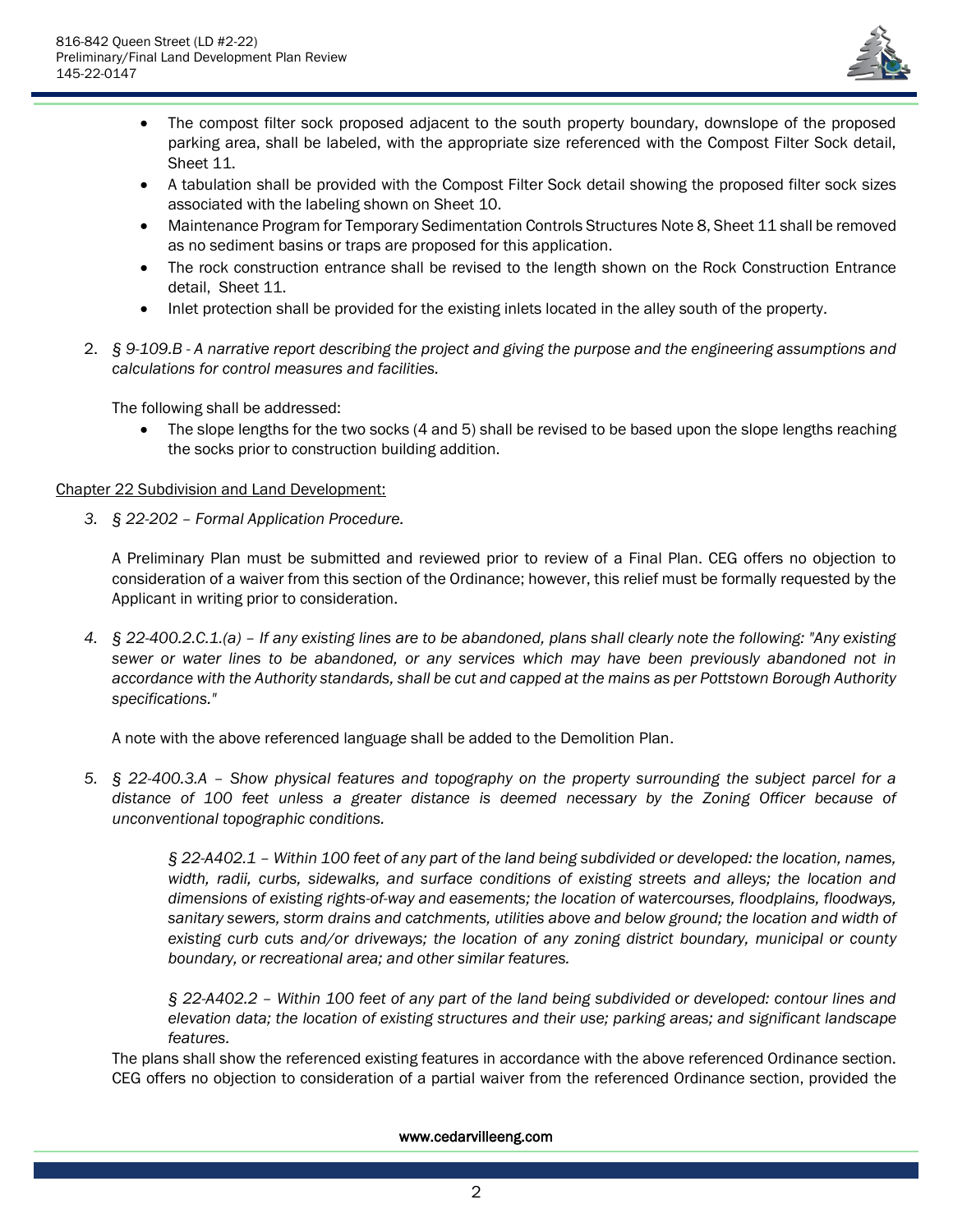- The compost filter sock proposed adjacent to the south property boundary, downslope of the proposed parking area, shall be labeled, with the appropriate size referenced with the Compost Filter Sock detail, Sheet 11.
- A tabulation shall be provided with the Compost Filter Sock detail showing the proposed filter sock sizes associated with the labeling shown on Sheet 10.
- Maintenance Program for Temporary Sedimentation Controls Structures Note 8, Sheet 11 shall be removed as no sediment basins or traps are proposed for this application.
- The rock construction entrance shall be revised to the length shown on the Rock Construction Entrance detail, Sheet 11.
- Inlet protection shall be provided for the existing inlets located in the alley south of the property.

2. *§ 9-109.B - A narrative report describing the project and giving the purpose and the engineering assumptions and calculations for control measures and facilities.*

   The following shall be addressed:

   - The slope lengths for the two socks (4 and 5) shall be revised to be based upon the slope lengths reaching the socks prior to construction building addition.

<u>Chapter 22 Subdivision and Land Development:</u>

3. *§ 22-202 – Formal Application Procedure.*

   A Preliminary Plan must be submitted and reviewed prior to review of a Final Plan. CEG offers no objection to consideration of a waiver from this section of the Ordinance; however, this relief must be formally requested by the Applicant in writing prior to consideration.

4. *§ 22-400.2.C.1.(a) – If any existing lines are to be abandoned, plans shall clearly note the following: "Any existing sewer or water lines to be abandoned, or any services which may have been previously abandoned not in accordance with the Authority standards, shall be cut and capped at the mains as per Pottstown Borough Authority specifications."*

   A note with the above referenced language shall be added to the Demolition Plan.

5. *§ 22-400.3.A – Show physical features and topography on the property surrounding the subject parcel for a distance of 100 feet unless a greater distance is deemed necessary by the Zoning Officer because of unconventional topographic conditions.*

   > *§ 22-A402.1 – Within 100 feet of any part of the land being subdivided or developed: the location, names, width, radii, curbs, sidewalks, and surface conditions of existing streets and alleys; the location and dimensions of existing rights-of-way and easements; the location of watercourses, floodplains, floodways, sanitary sewers, storm drains and catchments, utilities above and below ground; the location and width of existing curb cuts and/or driveways; the location of any zoning district boundary, municipal or county boundary, or recreational area; and other similar features.*
   >
   > *§ 22-A402.2 – Within 100 feet of any part of the land being subdivided or developed: contour lines and elevation data; the location of existing structures and their use; parking areas; and significant landscape features.*

   The plans shall show the referenced existing features in accordance with the above referenced Ordinance section. CEG offers no objection to consideration of a partial waiver from the referenced Ordinance section, provided the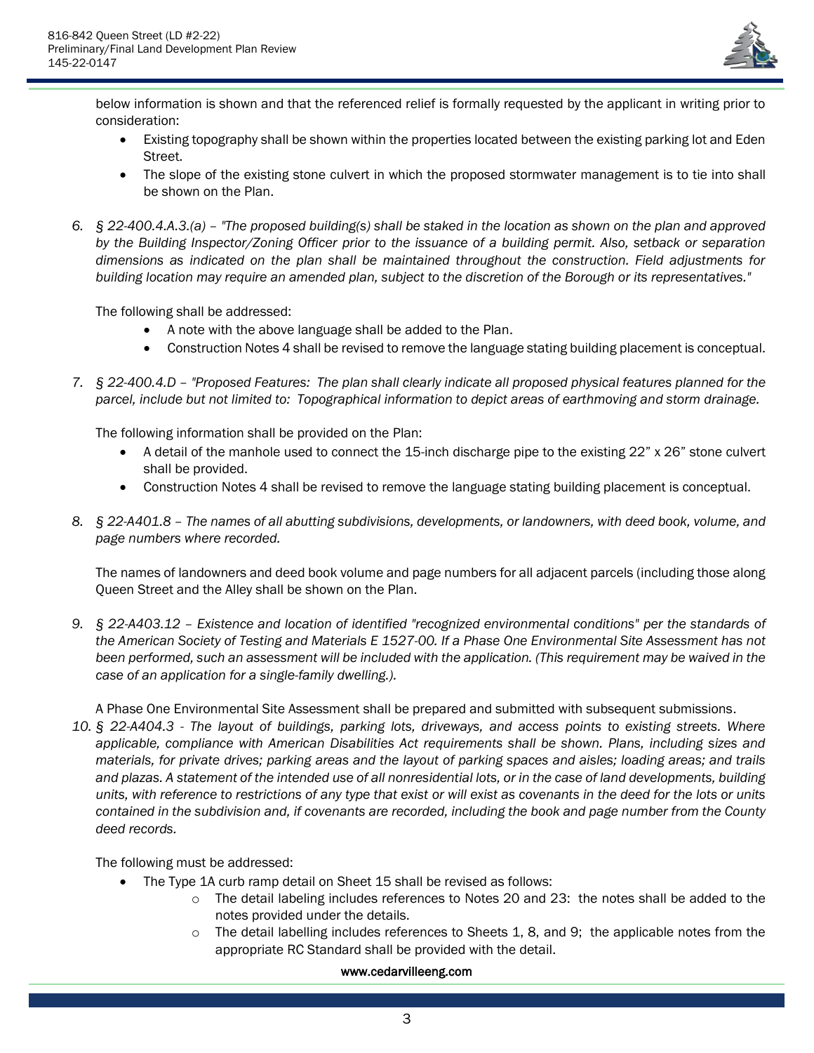below information is shown and that the referenced relief is formally requested by the applicant in writing prior to consideration:

- Existing topography shall be shown within the properties located between the existing parking lot and Eden Street.
- The slope of the existing stone culvert in which the proposed stormwater management is to tie into shall be shown on the Plan.

6. *§ 22-400.4.A.3.(a) – "The proposed building(s) shall be staked in the location as shown on the plan and approved by the Building Inspector/Zoning Officer prior to the issuance of a building permit. Also, setback or separation dimensions as indicated on the plan shall be maintained throughout the construction. Field adjustments for building location may require an amended plan, subject to the discretion of the Borough or its representatives."*

   The following shall be addressed:

   - A note with the above language shall be added to the Plan.
   - Construction Notes 4 shall be revised to remove the language stating building placement is conceptual.

7. *§ 22-400.4.D – "Proposed Features: The plan shall clearly indicate all proposed physical features planned for the parcel, include but not limited to: Topographical information to depict areas of earthmoving and storm drainage.*

   The following information shall be provided on the Plan:

   - A detail of the manhole used to connect the 15-inch discharge pipe to the existing 22" x 26" stone culvert shall be provided.
   - Construction Notes 4 shall be revised to remove the language stating building placement is conceptual.

8. *§ 22-A401.8 – The names of all abutting subdivisions, developments, or landowners, with deed book, volume, and page numbers where recorded.*

   The names of landowners and deed book volume and page numbers for all adjacent parcels (including those along Queen Street and the Alley shall be shown on the Plan.

9. *§ 22-A403.12 – Existence and location of identified "recognized environmental conditions" per the standards of the American Society of Testing and Materials E 1527-00. If a Phase One Environmental Site Assessment has not been performed, such an assessment will be included with the application. (This requirement may be waived in the case of an application for a single-family dwelling.).*

   A Phase One Environmental Site Assessment shall be prepared and submitted with subsequent submissions.

10. *§ 22-A404.3 - The layout of buildings, parking lots, driveways, and access points to existing streets. Where applicable, compliance with American Disabilities Act requirements shall be shown. Plans, including sizes and materials, for private drives; parking areas and the layout of parking spaces and aisles; loading areas; and trails and plazas. A statement of the intended use of all nonresidential lots, or in the case of land developments, building units, with reference to restrictions of any type that exist or will exist as covenants in the deed for the lots or units contained in the subdivision and, if covenants are recorded, including the book and page number from the County deed records.*

    The following must be addressed:

    - The Type 1A curb ramp detail on Sheet 15 shall be revised as follows:
      - The detail labeling includes references to Notes 20 and 23: the notes shall be added to the notes provided under the details.
      - The detail labelling includes references to Sheets 1, 8, and 9; the applicable notes from the appropriate RC Standard shall be provided with the detail.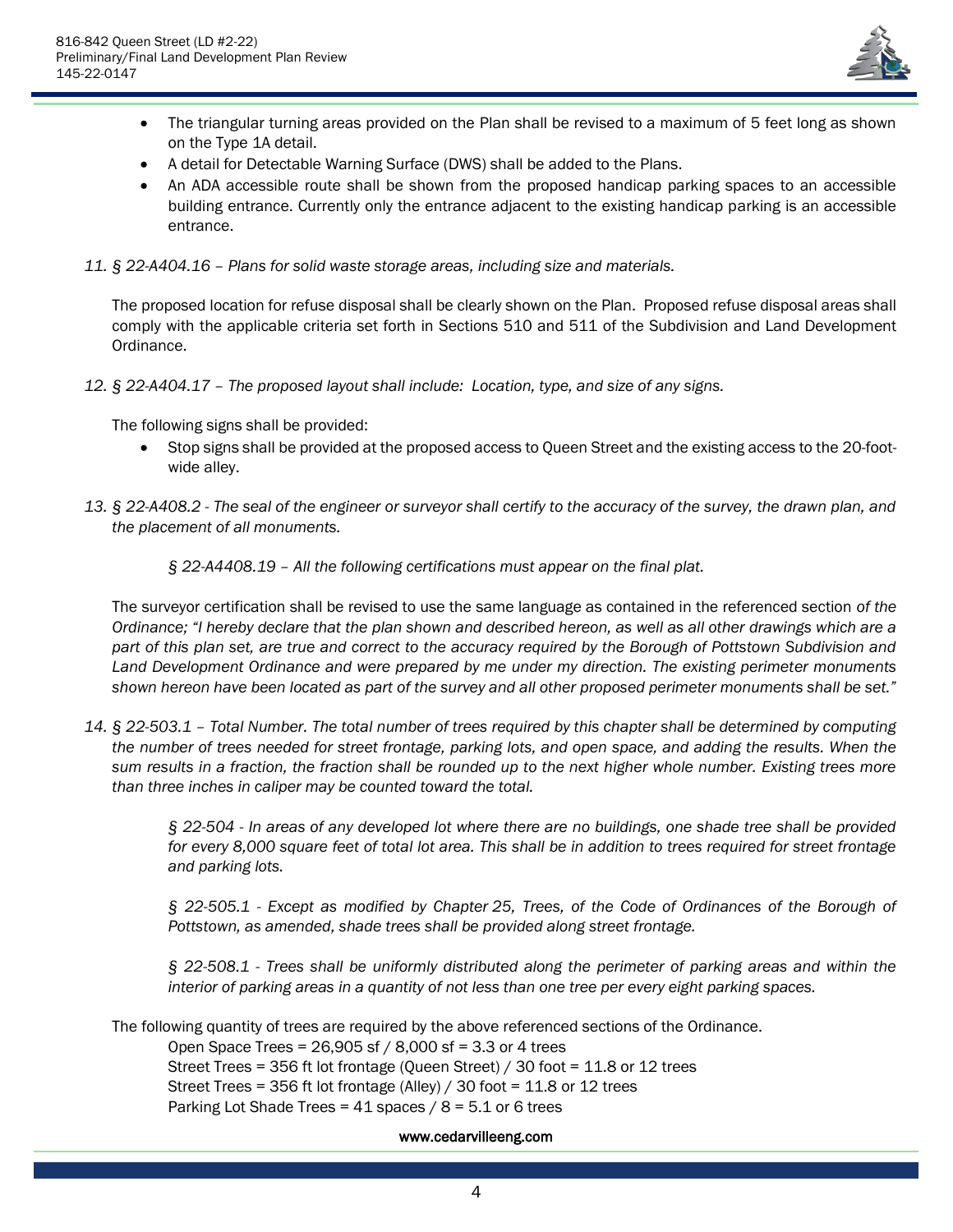- The triangular turning areas provided on the Plan shall be revised to a maximum of 5 feet long as shown on the Type 1A detail.
- A detail for Detectable Warning Surface (DWS) shall be added to the Plans.
- An ADA accessible route shall be shown from the proposed handicap parking spaces to an accessible building entrance. Currently only the entrance adjacent to the existing handicap parking is an accessible entrance.

11. *§ 22-A404.16 – Plans for solid waste storage areas, including size and materials.*

    The proposed location for refuse disposal shall be clearly shown on the Plan. Proposed refuse disposal areas shall comply with the applicable criteria set forth in Sections 510 and 511 of the Subdivision and Land Development Ordinance.

12. *§ 22-A404.17 – The proposed layout shall include: Location, type, and size of any signs.*

    The following signs shall be provided:

    - Stop signs shall be provided at the proposed access to Queen Street and the existing access to the 20-foot-wide alley.

13. *§ 22-A408.2 - The seal of the engineer or surveyor shall certify to the accuracy of the survey, the drawn plan, and the placement of all monuments.*

    *§ 22-A4408.19 – All the following certifications must appear on the final plat.*

    The surveyor certification shall be revised to use the same language as contained in the referenced section *of the Ordinance; "I hereby declare that the plan shown and described hereon, as well as all other drawings which are a part of this plan set, are true and correct to the accuracy required by the Borough of Pottstown Subdivision and Land Development Ordinance and were prepared by me under my direction. The existing perimeter monuments shown hereon have been located as part of the survey and all other proposed perimeter monuments shall be set."*

14. *§ 22-503.1 – Total Number. The total number of trees required by this chapter shall be determined by computing the number of trees needed for street frontage, parking lots, and open space, and adding the results. When the sum results in a fraction, the fraction shall be rounded up to the next higher whole number. Existing trees more than three inches in caliper may be counted toward the total.*

    *§ 22-504 - In areas of any developed lot where there are no buildings, one shade tree shall be provided for every 8,000 square feet of total lot area. This shall be in addition to trees required for street frontage and parking lots.*

    *§ 22-505.1 - Except as modified by Chapter 25, Trees, of the Code of Ordinances of the Borough of Pottstown, as amended, shade trees shall be provided along street frontage.*

    *§ 22-508.1 - Trees shall be uniformly distributed along the perimeter of parking areas and within the interior of parking areas in a quantity of not less than one tree per every eight parking spaces.*

    The following quantity of trees are required by the above referenced sections of the Ordinance.

    Open Space Trees = 26,905 sf / 8,000 sf = 3.3 or 4 trees
    Street Trees = 356 ft lot frontage (Queen Street) / 30 foot = 11.8 or 12 trees
    Street Trees = 356 ft lot frontage (Alley) / 30 foot = 11.8 or 12 trees
    Parking Lot Shade Trees = 41 spaces / 8 = 5.1 or 6 trees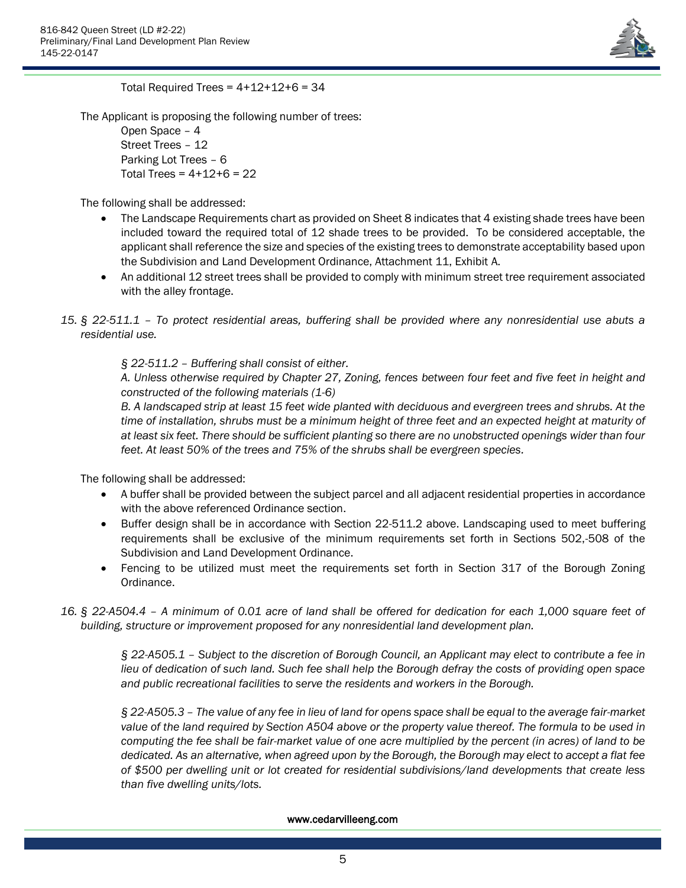Total Required Trees = 4+12+12+6 = 34

The Applicant is proposing the following number of trees:

Open Space – 4
Street Trees – 12
Parking Lot Trees – 6
Total Trees = 4+12+6 = 22

The following shall be addressed:

- The Landscape Requirements chart as provided on Sheet 8 indicates that 4 existing shade trees have been included toward the required total of 12 shade trees to be provided. To be considered acceptable, the applicant shall reference the size and species of the existing trees to demonstrate acceptability based upon the Subdivision and Land Development Ordinance, Attachment 11, Exhibit A.
- An additional 12 street trees shall be provided to comply with minimum street tree requirement associated with the alley frontage.

15. *§ 22-511.1 – To protect residential areas, buffering shall be provided where any nonresidential use abuts a residential use.*

    *§ 22-511.2 – Buffering shall consist of either.*
    *A. Unless otherwise required by Chapter 27, Zoning, fences between four feet and five feet in height and constructed of the following materials (1-6)*
    *B. A landscaped strip at least 15 feet wide planted with deciduous and evergreen trees and shrubs. At the time of installation, shrubs must be a minimum height of three feet and an expected height at maturity of at least six feet. There should be sufficient planting so there are no unobstructed openings wider than four feet. At least 50% of the trees and 75% of the shrubs shall be evergreen species.*

    The following shall be addressed:

    - A buffer shall be provided between the subject parcel and all adjacent residential properties in accordance with the above referenced Ordinance section.
    - Buffer design shall be in accordance with Section 22-511.2 above. Landscaping used to meet buffering requirements shall be exclusive of the minimum requirements set forth in Sections 502,-508 of the Subdivision and Land Development Ordinance.
    - Fencing to be utilized must meet the requirements set forth in Section 317 of the Borough Zoning Ordinance.

16. *§ 22-A504.4 – A minimum of 0.01 acre of land shall be offered for dedication for each 1,000 square feet of building, structure or improvement proposed for any nonresidential land development plan.*

    *§ 22-A505.1 – Subject to the discretion of Borough Council, an Applicant may elect to contribute a fee in lieu of dedication of such land. Such fee shall help the Borough defray the costs of providing open space and public recreational facilities to serve the residents and workers in the Borough.*

    *§ 22-A505.3 – The value of any fee in lieu of land for opens space shall be equal to the average fair-market value of the land required by Section A504 above or the property value thereof. The formula to be used in computing the fee shall be fair-market value of one acre multiplied by the percent (in acres) of land to be dedicated. As an alternative, when agreed upon by the Borough, the Borough may elect to accept a flat fee of $500 per dwelling unit or lot created for residential subdivisions/land developments that create less than five dwelling units/lots.*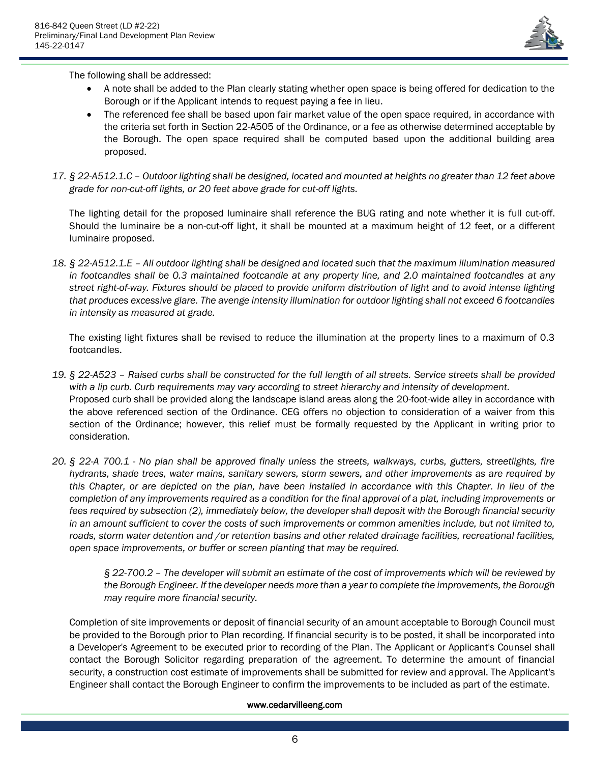The following shall be addressed:

- A note shall be added to the Plan clearly stating whether open space is being offered for dedication to the Borough or if the Applicant intends to request paying a fee in lieu.
- The referenced fee shall be based upon fair market value of the open space required, in accordance with the criteria set forth in Section 22-A505 of the Ordinance, or a fee as otherwise determined acceptable by the Borough. The open space required shall be computed based upon the additional building area proposed.

17. *§ 22-A512.1.C – Outdoor lighting shall be designed, located and mounted at heights no greater than 12 feet above grade for non-cut-off lights, or 20 feet above grade for cut-off lights.*

    The lighting detail for the proposed luminaire shall reference the BUG rating and note whether it is full cut-off. Should the luminaire be a non-cut-off light, it shall be mounted at a maximum height of 12 feet, or a different luminaire proposed.

18. *§ 22-A512.1.E – All outdoor lighting shall be designed and located such that the maximum illumination measured in footcandles shall be 0.3 maintained footcandle at any property line, and 2.0 maintained footcandles at any street right-of-way. Fixtures should be placed to provide uniform distribution of light and to avoid intense lighting that produces excessive glare. The avenge intensity illumination for outdoor lighting shall not exceed 6 footcandles in intensity as measured at grade.*

    The existing light fixtures shall be revised to reduce the illumination at the property lines to a maximum of 0.3 footcandles.

19. *§ 22-A523 – Raised curbs shall be constructed for the full length of all streets. Service streets shall be provided with a lip curb. Curb requirements may vary according to street hierarchy and intensity of development.*
    Proposed curb shall be provided along the landscape island areas along the 20-foot-wide alley in accordance with the above referenced section of the Ordinance. CEG offers no objection to consideration of a waiver from this section of the Ordinance; however, this relief must be formally requested by the Applicant in writing prior to consideration.

20. *§ 22-A 700.1 - No plan shall be approved finally unless the streets, walkways, curbs, gutters, streetlights, fire hydrants, shade trees, water mains, sanitary sewers, storm sewers, and other improvements as are required by this Chapter, or are depicted on the plan, have been installed in accordance with this Chapter. In lieu of the completion of any improvements required as a condition for the final approval of a plat, including improvements or fees required by subsection (2), immediately below, the developer shall deposit with the Borough financial security in an amount sufficient to cover the costs of such improvements or common amenities include, but not limited to, roads, storm water detention and /or retention basins and other related drainage facilities, recreational facilities, open space improvements, or buffer or screen planting that may be required.*

    > *§ 22-700.2 – The developer will submit an estimate of the cost of improvements which will be reviewed by the Borough Engineer. If the developer needs more than a year to complete the improvements, the Borough may require more financial security.*

    Completion of site improvements or deposit of financial security of an amount acceptable to Borough Council must be provided to the Borough prior to Plan recording. If financial security is to be posted, it shall be incorporated into a Developer's Agreement to be executed prior to recording of the Plan. The Applicant or Applicant's Counsel shall contact the Borough Solicitor regarding preparation of the agreement. To determine the amount of financial security, a construction cost estimate of improvements shall be submitted for review and approval. The Applicant's Engineer shall contact the Borough Engineer to confirm the improvements to be included as part of the estimate.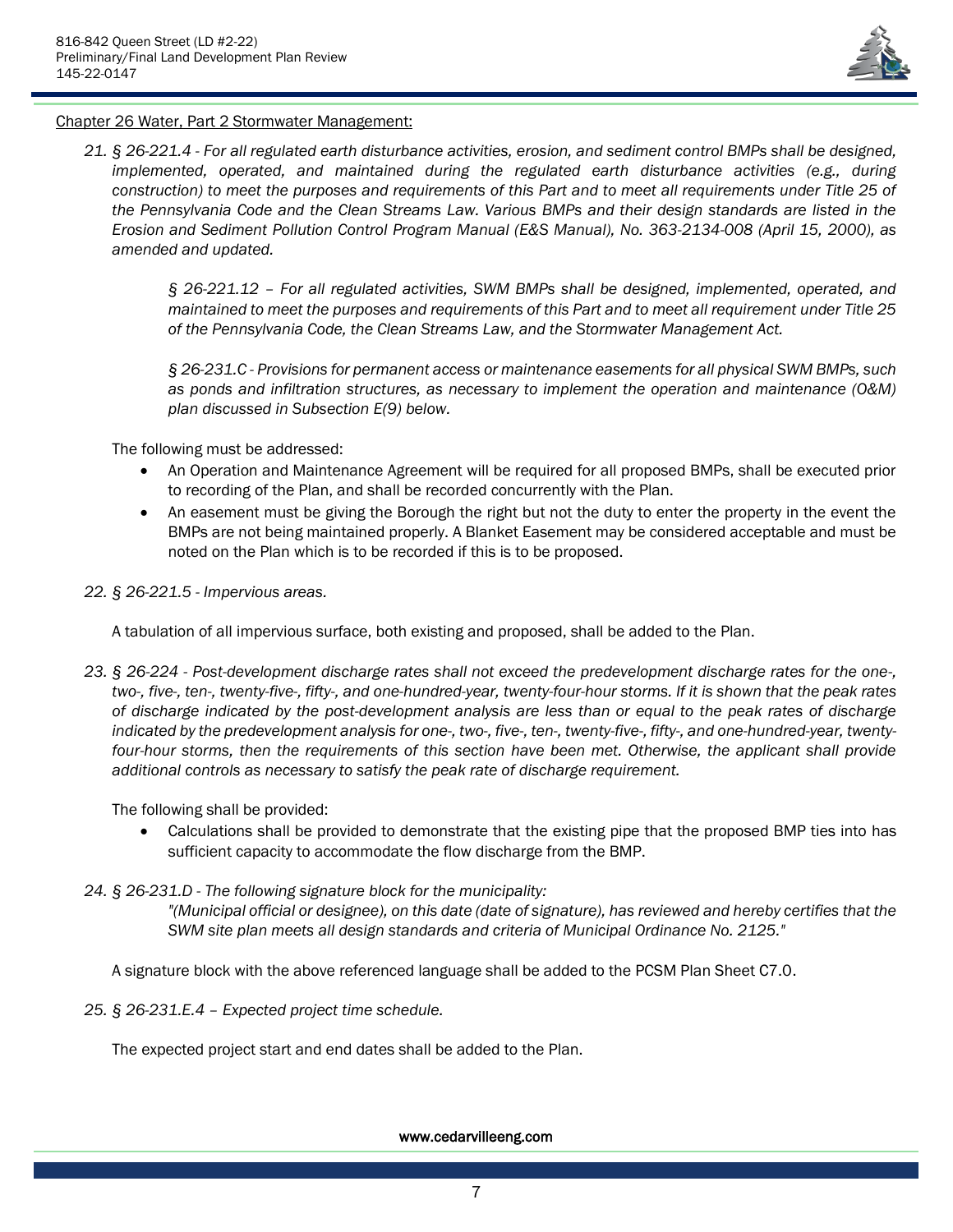Chapter 26 Water, Part 2 Stormwater Management:

21. *§ 26-221.4 - For all regulated earth disturbance activities, erosion, and sediment control BMPs shall be designed, implemented, operated, and maintained during the regulated earth disturbance activities (e.g., during construction) to meet the purposes and requirements of this Part and to meet all requirements under Title 25 of the Pennsylvania Code and the Clean Streams Law. Various BMPs and their design standards are listed in the Erosion and Sediment Pollution Control Program Manual (E&S Manual), No. 363-2134-008 (April 15, 2000), as amended and updated.*

    > *§ 26-221.12 – For all regulated activities, SWM BMPs shall be designed, implemented, operated, and maintained to meet the purposes and requirements of this Part and to meet all requirement under Title 25 of the Pennsylvania Code, the Clean Streams Law, and the Stormwater Management Act.*
    >
    > *§ 26-231.C - Provisions for permanent access or maintenance easements for all physical SWM BMPs, such as ponds and infiltration structures, as necessary to implement the operation and maintenance (O&M) plan discussed in Subsection E(9) below.*

    The following must be addressed:

    - An Operation and Maintenance Agreement will be required for all proposed BMPs, shall be executed prior to recording of the Plan, and shall be recorded concurrently with the Plan.
    - An easement must be giving the Borough the right but not the duty to enter the property in the event the BMPs are not being maintained properly. A Blanket Easement may be considered acceptable and must be noted on the Plan which is to be recorded if this is to be proposed.

22. *§ 26-221.5 - Impervious areas.*

    A tabulation of all impervious surface, both existing and proposed, shall be added to the Plan.

23. *§ 26-224 - Post-development discharge rates shall not exceed the predevelopment discharge rates for the one-, two-, five-, ten-, twenty-five-, fifty-, and one-hundred-year, twenty-four-hour storms. If it is shown that the peak rates of discharge indicated by the post-development analysis are less than or equal to the peak rates of discharge indicated by the predevelopment analysis for one-, two-, five-, ten-, twenty-five-, fifty-, and one-hundred-year, twenty-four-hour storms, then the requirements of this section have been met. Otherwise, the applicant shall provide additional controls as necessary to satisfy the peak rate of discharge requirement.*

    The following shall be provided:

    - Calculations shall be provided to demonstrate that the existing pipe that the proposed BMP ties into has sufficient capacity to accommodate the flow discharge from the BMP.

24. *§ 26-231.D - The following signature block for the municipality:*

    > *"(Municipal official or designee), on this date (date of signature), has reviewed and hereby certifies that the SWM site plan meets all design standards and criteria of Municipal Ordinance No. 2125."*

    A signature block with the above referenced language shall be added to the PCSM Plan Sheet C7.0.

25. *§ 26-231.E.4 – Expected project time schedule.*

    The expected project start and end dates shall be added to the Plan.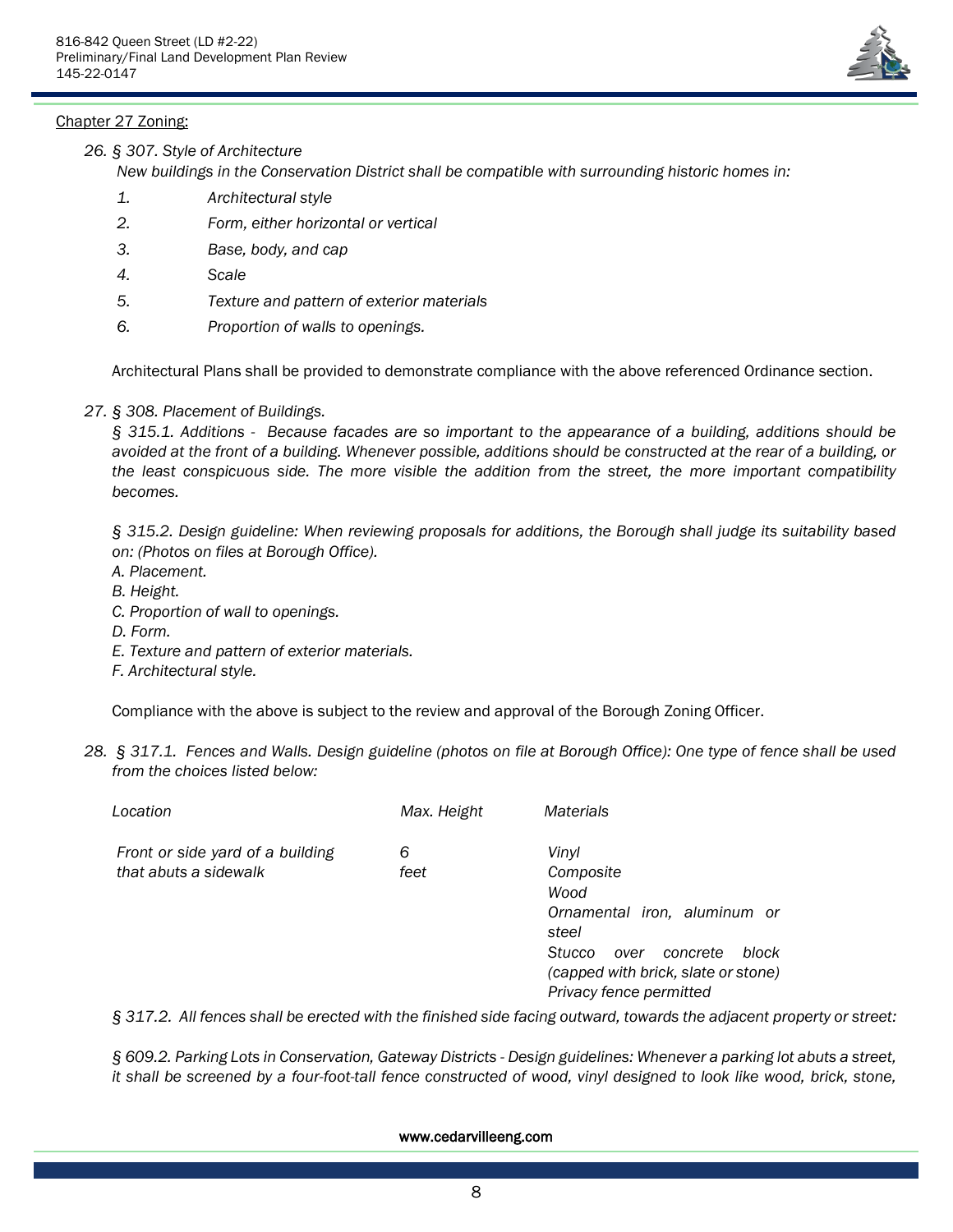Chapter 27 Zoning:

26. *§ 307. Style of Architecture*
    *New buildings in the Conservation District shall be compatible with surrounding historic homes in:*
    1. *Architectural style*
    2. *Form, either horizontal or vertical*
    3. *Base, body, and cap*
    4. *Scale*
    5. *Texture and pattern of exterior materials*
    6. *Proportion of walls to openings.*

    Architectural Plans shall be provided to demonstrate compliance with the above referenced Ordinance section.

27. *§ 308. Placement of Buildings.*
    *§ 315.1. Additions - Because facades are so important to the appearance of a building, additions should be avoided at the front of a building. Whenever possible, additions should be constructed at the rear of a building, or the least conspicuous side. The more visible the addition from the street, the more important compatibility becomes.*

    *§ 315.2. Design guideline: When reviewing proposals for additions, the Borough shall judge its suitability based on: (Photos on files at Borough Office).*
    *A. Placement.*
    *B. Height.*
    *C. Proportion of wall to openings.*
    *D. Form.*
    *E. Texture and pattern of exterior materials.*
    *F. Architectural style.*

    Compliance with the above is subject to the review and approval of the Borough Zoning Officer.

28. *§ 317.1. Fences and Walls. Design guideline (photos on file at Borough Office): One type of fence shall be used from the choices listed below:*

| *Location* | *Max. Height* | *Materials* |
|---|---|---|
| *Front or side yard of a building that abuts a sidewalk* | *6 feet* | *Vinyl*<br>*Composite*<br>*Wood*<br>*Ornamental iron, aluminum or steel*<br>*Stucco over concrete block (capped with brick, slate or stone)*<br>*Privacy fence permitted* |

*§ 317.2. All fences shall be erected with the finished side facing outward, towards the adjacent property or street:*

*§ 609.2. Parking Lots in Conservation, Gateway Districts - Design guidelines: Whenever a parking lot abuts a street, it shall be screened by a four-foot-tall fence constructed of wood, vinyl designed to look like wood, brick, stone,*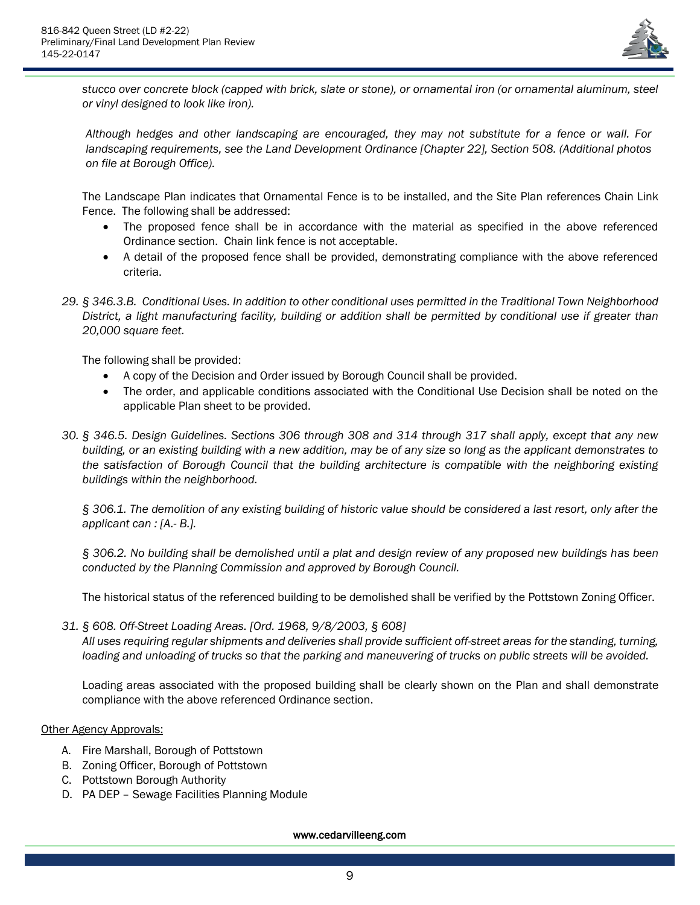*stucco over concrete block (capped with brick, slate or stone), or ornamental iron (or ornamental aluminum, steel or vinyl designed to look like iron).*

*Although hedges and other landscaping are encouraged, they may not substitute for a fence or wall. For landscaping requirements, see the Land Development Ordinance [Chapter 22], Section 508. (Additional photos on file at Borough Office).*

The Landscape Plan indicates that Ornamental Fence is to be installed, and the Site Plan references Chain Link Fence. The following shall be addressed:

- The proposed fence shall be in accordance with the material as specified in the above referenced Ordinance section. Chain link fence is not acceptable.
- A detail of the proposed fence shall be provided, demonstrating compliance with the above referenced criteria.

29. *§ 346.3.B. Conditional Uses. In addition to other conditional uses permitted in the Traditional Town Neighborhood District, a light manufacturing facility, building or addition shall be permitted by conditional use if greater than 20,000 square feet.*

    The following shall be provided:

    - A copy of the Decision and Order issued by Borough Council shall be provided.
    - The order, and applicable conditions associated with the Conditional Use Decision shall be noted on the applicable Plan sheet to be provided.

30. *§ 346.5. Design Guidelines. Sections 306 through 308 and 314 through 317 shall apply, except that any new building, or an existing building with a new addition, may be of any size so long as the applicant demonstrates to the satisfaction of Borough Council that the building architecture is compatible with the neighboring existing buildings within the neighborhood.*

    *§ 306.1. The demolition of any existing building of historic value should be considered a last resort, only after the applicant can : [A.- B.].*

    *§ 306.2. No building shall be demolished until a plat and design review of any proposed new buildings has been conducted by the Planning Commission and approved by Borough Council.*

    The historical status of the referenced building to be demolished shall be verified by the Pottstown Zoning Officer.

31. *§ 608. Off-Street Loading Areas. [Ord. 1968, 9/8/2003, § 608]*
    *All uses requiring regular shipments and deliveries shall provide sufficient off-street areas for the standing, turning, loading and unloading of trucks so that the parking and maneuvering of trucks on public streets will be avoided.*

    Loading areas associated with the proposed building shall be clearly shown on the Plan and shall demonstrate compliance with the above referenced Ordinance section.

<u>Other Agency Approvals:</u>

A. Fire Marshall, Borough of Pottstown
B. Zoning Officer, Borough of Pottstown
C. Pottstown Borough Authority
D. PA DEP – Sewage Facilities Planning Module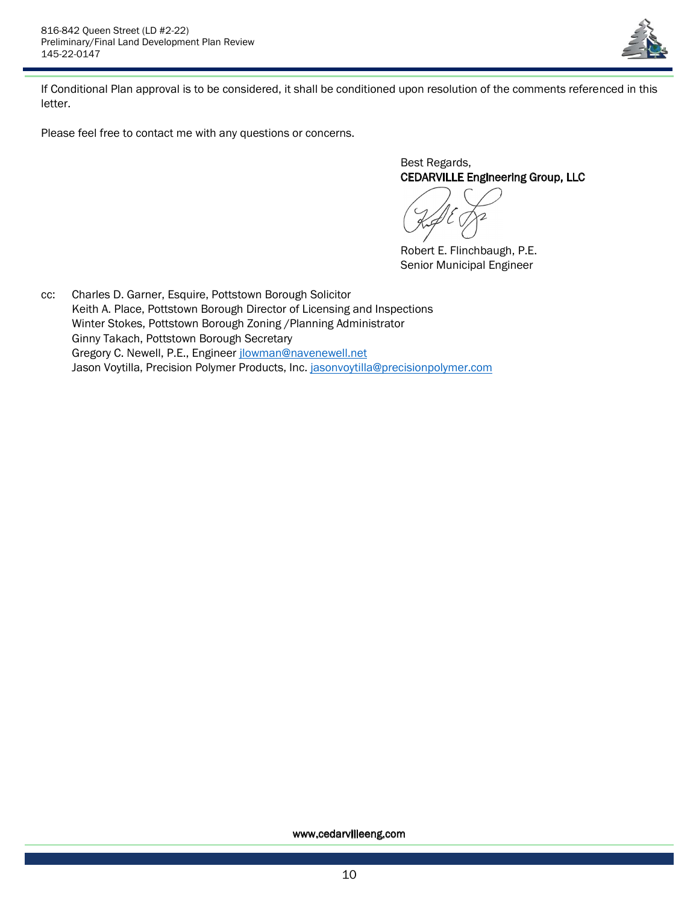If Conditional Plan approval is to be considered, it shall be conditioned upon resolution of the comments referenced in this letter.

Please feel free to contact me with any questions or concerns.

Best Regards,
**CEDARVILLE Engineering Group, LLC**

Robert E. Flinchbaugh, P.E.
Senior Municipal Engineer

cc: Charles D. Garner, Esquire, Pottstown Borough Solicitor
Keith A. Place, Pottstown Borough Director of Licensing and Inspections
Winter Stokes, Pottstown Borough Zoning /Planning Administrator
Ginny Takach, Pottstown Borough Secretary
Gregory C. Newell, P.E., Engineer jlowman@navenewell.net
Jason Voytilla, Precision Polymer Products, Inc. jasonvoytilla@precisionpolymer.com